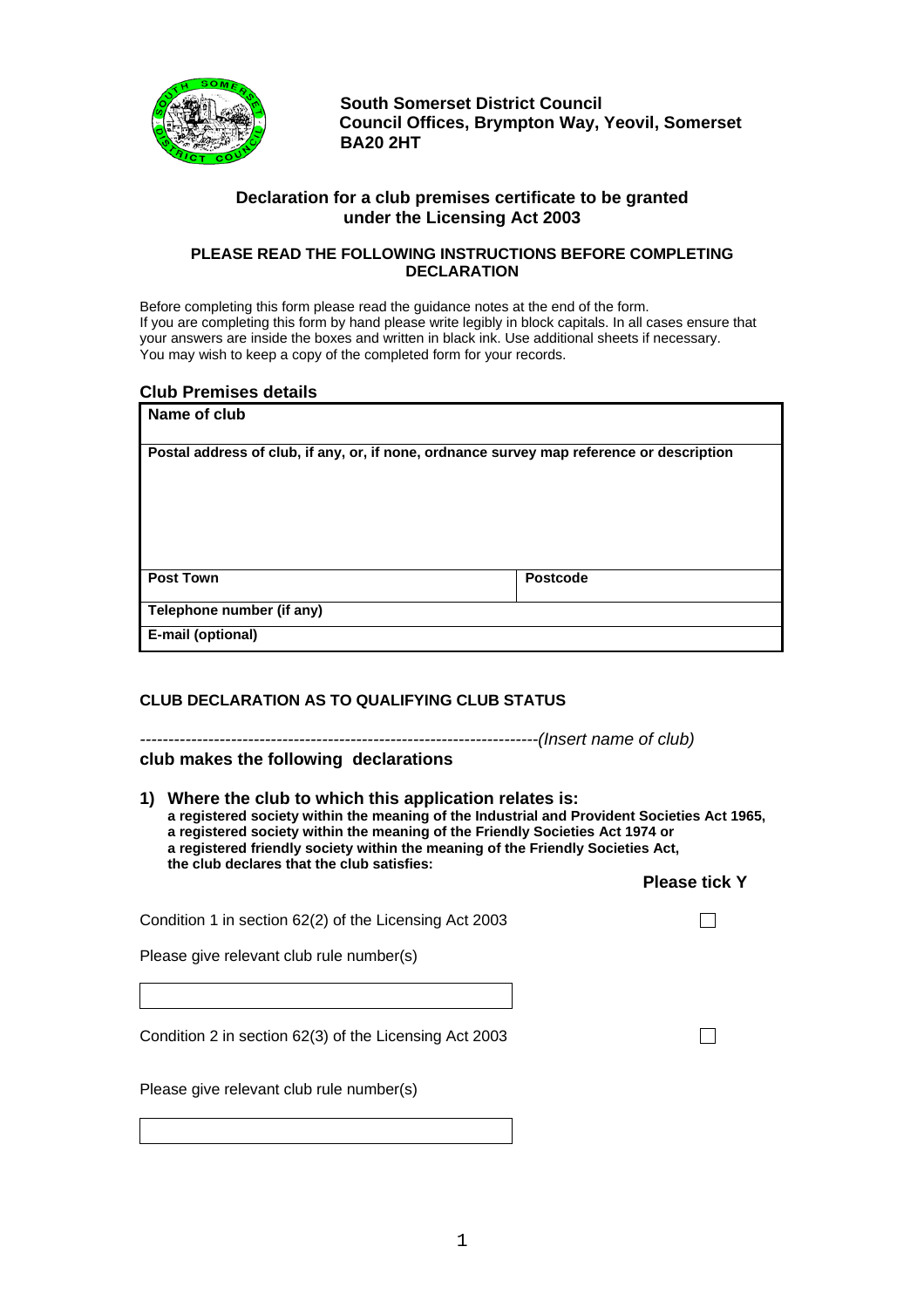**South Somerset District Council**
**Council Offices, Brympton Way, Yeovil, Somerset**
**BA20 2HT**

## Declaration for a club premises certificate to be granted under the Licensing Act 2003

### PLEASE READ THE FOLLOWING INSTRUCTIONS BEFORE COMPLETING DECLARATION

Before completing this form please read the guidance notes at the end of the form.
If you are completing this form by hand please write legibly in block capitals. In all cases ensure that your answers are inside the boxes and written in black ink. Use additional sheets if necessary.
You may wish to keep a copy of the completed form for your records.

### Club Premises details

| **Name of club** | |
|---|---|
| **Postal address of club, if any, or, if none, ordnance survey map reference or description** | |
| **Post Town** | **Postcode** |
| **Telephone number (if any)** | |
| **E-mail (optional)** | |

### CLUB DECLARATION AS TO QUALIFYING CLUB STATUS

----------------------------------------------------------------------*(Insert name of club)*

**club makes the following declarations**

**1) Where the club to which this application relates is:**
**a registered society within the meaning of the Industrial and Provident Societies Act 1965,**
**a registered society within the meaning of the Friendly Societies Act 1974 or**
**a registered friendly society within the meaning of the Friendly Societies Act,**
**the club declares that the club satisfies:**

**Please tick Y**

Condition 1 in section 62(2) of the Licensing Act 2003 ☐

Please give relevant club rule number(s)

Condition 2 in section 62(3) of the Licensing Act 2003 ☐

Please give relevant club rule number(s)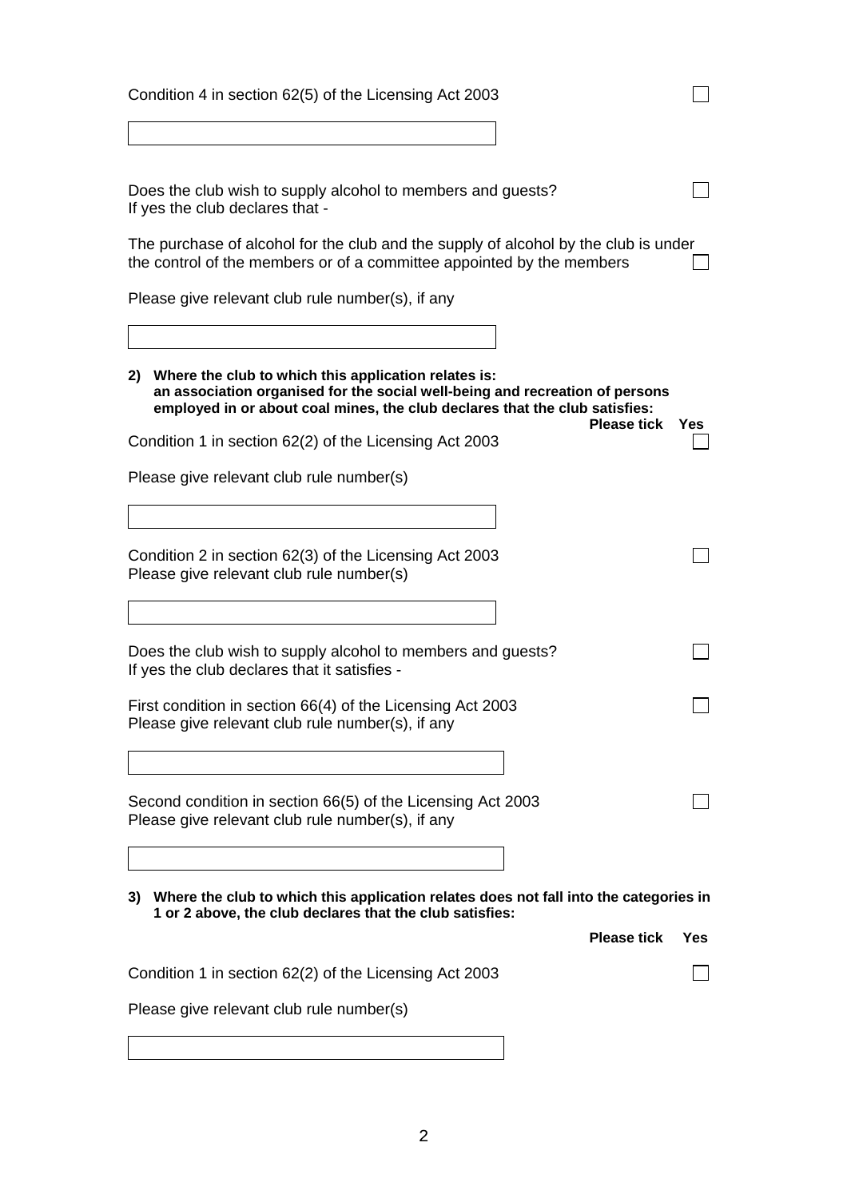Condition 4 in section 62(5) of the Licensing Act 2003 ☐

Does the club wish to supply alcohol to members and guests? ☐
If yes the club declares that -

The purchase of alcohol for the club and the supply of alcohol by the club is under the control of the members or of a committee appointed by the members ☐

Please give relevant club rule number(s), if any

**2) Where the club to which this application relates is: an association organised for the social well-being and recreation of persons employed in or about coal mines, the club declares that the club satisfies:**

**Please tick Yes**

Condition 1 in section 62(2) of the Licensing Act 2003 ☐

Please give relevant club rule number(s)

Condition 2 in section 62(3) of the Licensing Act 2003 ☐
Please give relevant club rule number(s)

Does the club wish to supply alcohol to members and guests? ☐
If yes the club declares that it satisfies -

First condition in section 66(4) of the Licensing Act 2003 ☐
Please give relevant club rule number(s), if any

Second condition in section 66(5) of the Licensing Act 2003 ☐
Please give relevant club rule number(s), if any

**3) Where the club to which this application relates does not fall into the categories in 1 or 2 above, the club declares that the club satisfies:**

**Please tick Yes**

Condition 1 in section 62(2) of the Licensing Act 2003 ☐

Please give relevant club rule number(s)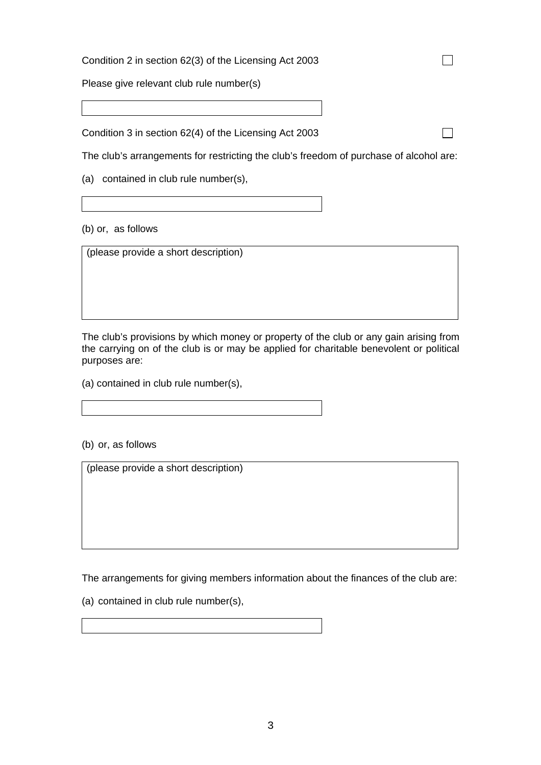Condition 2 in section 62(3) of the Licensing Act 2003 ☐

Please give relevant club rule number(s)

| |
|---|

Condition 3 in section 62(4) of the Licensing Act 2003 ☐

The club's arrangements for restricting the club's freedom of purchase of alcohol are:

(a) contained in club rule number(s),

| |
|---|

(b) or, as follows

| (please provide a short description) |
|---|

The club's provisions by which money or property of the club or any gain arising from the carrying on of the club is or may be applied for charitable benevolent or political purposes are:

(a) contained in club rule number(s),

| |
|---|

(b) or, as follows

| (please provide a short description) |
|---|

The arrangements for giving members information about the finances of the club are:

(a) contained in club rule number(s),

| |
|---|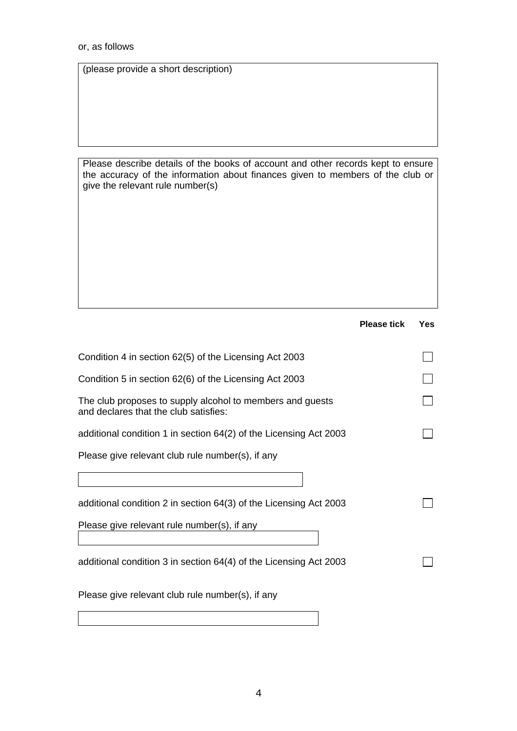or, as follows

(please provide a short description)

Please describe details of the books of account and other records kept to ensure the accuracy of the information about finances given to members of the club or give the relevant rule number(s)

| | Please tick | Yes |
|---|---|---|
| Condition 4 in section 62(5) of the Licensing Act 2003 | | ☐ |
| Condition 5 in section 62(6) of the Licensing Act 2003 | | ☐ |
| The club proposes to supply alcohol to members and guests and declares that the club satisfies: | | ☐ |
| additional condition 1 in section 64(2) of the Licensing Act 2003 | | ☐ |

Please give relevant club rule number(s), if any

additional condition 2 in section 64(3) of the Licensing Act 2003 ☐

Please give relevant rule number(s), if any

additional condition 3 in section 64(4) of the Licensing Act 2003 ☐

Please give relevant club rule number(s), if any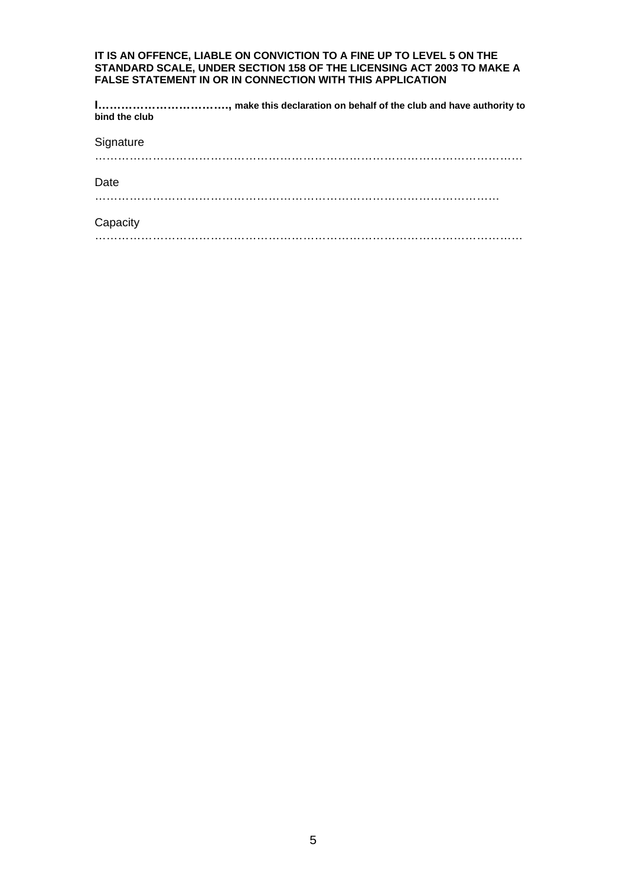**IT IS AN OFFENCE, LIABLE ON CONVICTION TO A FINE UP TO LEVEL 5 ON THE STANDARD SCALE, UNDER SECTION 158 OF THE LICENSING ACT 2003 TO MAKE A FALSE STATEMENT IN OR IN CONNECTION WITH THIS APPLICATION**

**I……………………………., make this declaration on behalf of the club and have authority to bind the club**

Signature

…………………………………………………………………………………………………

Date

………………………………………………………………………………………………

Capacity

…………………………………………………………………………………………………